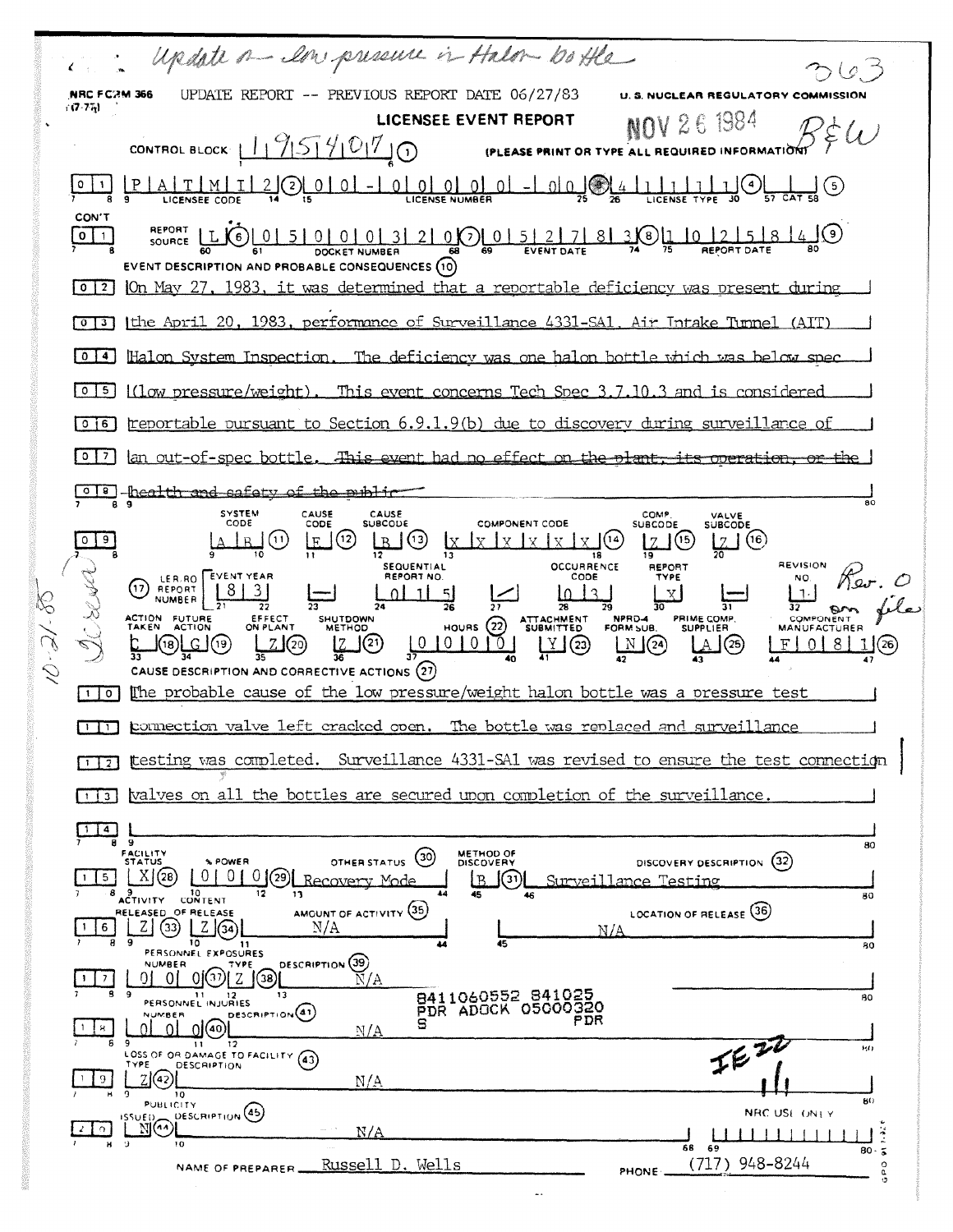Update – low pressure in Halon bottle

363

NRC FORM 366 (7-77) UPDATE REPORT -- PREVIOUS REPORT DATE 06/27/83 U. S. NUCLEAR REGULATORY COMMISSION

**LICENSEE EVENT REPORT**

NOV 26 1984

B&W

CONTROL BLOCK | 1 | 9 | 5 | 4 | 0 | 7 | (1) (PLEASE PRINT OR TYPE ALL REQUIRED INFORMATION)

| 0 | 1 | P | A | T | M | I | 2 | (2) | 0 | 0 | - | 0 | 0 | 0 | 0 | 0 | - | 0 | 0 | (3) | 4 | 1 | 1 | 1 | 1 | (4) | | | (5)

LICENSEE CODE — LICENSE NUMBER — LICENSE TYPE — CAT

CON'T

| 0 | 1 | REPORT SOURCE | L | (6) | 0 | 5 | 0 | 0 | 0 | 3 | 2 | 0 | (7) | 0 | 5 | 2 | 7 | 8 | 3 | (8) | 1 | 0 | 2 | 5 | 8 | 4 | (9)

DOCKET NUMBER — EVENT DATE — REPORT DATE

EVENT DESCRIPTION AND PROBABLE CONSEQUENCES (10)

[0 2] On May 27, 1983, it was determined that a reportable deficiency was present during
[0 3] the April 20, 1983, performance of Surveillance 4331-SA1, Air Intake Tunnel (AIT)
[0 4] Halon System Inspection. The deficiency was one halon bottle which was below spec
[0 5] (low pressure/weight). This event concerns Tech Spec 3.7.10.3 and is considered
[0 6] reportable pursuant to Section 6.9.1.9(b) due to discovery during surveillance of
[0 7] an out-of-spec bottle. ~~This event had no effect on the plant, its operation, or the~~
[0 8] ~~health and safety of the public~~

| SYSTEM CODE | CAUSE CODE | CAUSE SUBCODE | COMPONENT CODE | COMP. SUBCODE | VALVE SUBCODE |
|---|---|---|---|---|---|
| A B (11) | E (12) | B (13) | X X X X X X (14) | Z (15) | Z (16) |

| (17) LER/RO REPORT NUMBER | EVENT YEAR | | SEQUENTIAL REPORT NO. | | OCCURRENCE CODE | REPORT TYPE | | REVISION NO. |
|---|---|---|---|---|---|---|---|---|
| | 8 3 | — | 0 1 5 | / | 0 3 | X | — | 1 |

Rev. 0 on file

| ACTION TAKEN | FUTURE ACTION | EFFECT ON PLANT | SHUTDOWN METHOD | HOURS (22) | ATTACHMENT SUBMITTED | NPRD-4 FORM SUB. | PRIME COMP. SUPPLIER | COMPONENT MANUFACTURER |
|---|---|---|---|---|---|---|---|---|
| C (18) | G (19) | Z (20) | Z (21) | 0 0 0 0 | Y (23) | N (24) | A (25) | F 0 8 1 (26) |

CAUSE DESCRIPTION AND CORRECTIVE ACTIONS (27)

[1 0] The probable cause of the low pressure/weight halon bottle was a pressure test
[1 1] connection valve left cracked open. The bottle was replaced and surveillance
[1 2] testing was completed. Surveillance 4331-SA1 was revised to ensure the test connection
[1 3] valves on all the bottles are secured upon completion of the surveillance.
[1 4]

| FACILITY STATUS | % POWER | OTHER STATUS (30) | METHOD OF DISCOVERY | DISCOVERY DESCRIPTION (32) |
|---|---|---|---|---|
| [1 5] X (28) | 0 0 0 (29) | Recovery Mode | B (31) | Surveillance Testing |

| ACTIVITY RELEASED | CONTENT OF RELEASE | AMOUNT OF ACTIVITY (35) | LOCATION OF RELEASE (36) |
|---|---|---|---|
| [1 6] Z (33) | Z (34) | N/A | N/A |

PERSONNEL EXPOSURES

| NUMBER | TYPE | DESCRIPTION (39) |
|---|---|---|
| [1 7] 0 0 0 (37) | Z (38) | N/A |

PERSONNEL INJURIES

| NUMBER | DESCRIPTION (41) |
|---|---|
| [1 8] 0 0 0 (40) | N/A |

8411060552 841025
PDR ADOCK 05000320
S PDR

LOSS OF OR DAMAGE TO FACILITY (43)

| TYPE | DESCRIPTION |
|---|---|
| [1 9] Z (42) | N/A |

PUBLICITY

| ISSUED | DESCRIPTION (45) |
|---|---|
| [2 0] N (44) | N/A |

NRC USE ONLY

IE22 1/1

10-21-85

NAME OF PREPARER Russell D. Wells PHONE (717) 948-8244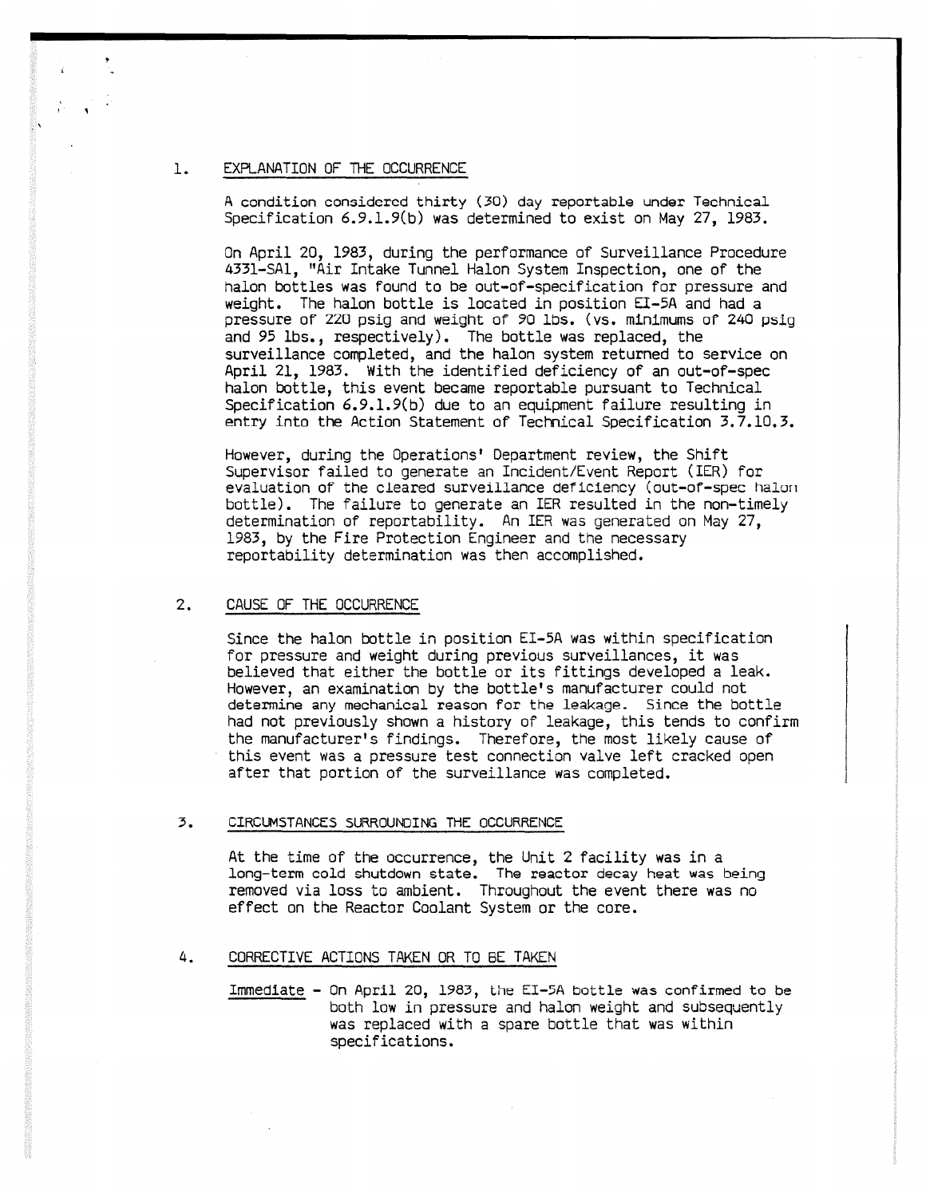1. EXPLANATION OF THE OCCURRENCE

A condition considered thirty (30) day reportable under Technical Specification 6.9.1.9(b) was determined to exist on May 27, 1983.

On April 20, 1983, during the performance of Surveillance Procedure 4331-SA1, "Air Intake Tunnel Halon System Inspection, one of the halon bottles was found to be out-of-specification for pressure and weight. The halon bottle is located in position EI-5A and had a pressure of 220 psig and weight of 90 lbs. (vs. minimums of 240 psig and 95 lbs., respectively). The bottle was replaced, the surveillance completed, and the halon system returned to service on April 21, 1983. With the identified deficiency of an out-of-spec halon bottle, this event became reportable pursuant to Technical Specification 6.9.1.9(b) due to an equipment failure resulting in entry into the Action Statement of Technical Specification 3.7.10.3.

However, during the Operations' Department review, the Shift Supervisor failed to generate an Incident/Event Report (IER) for evaluation of the cleared surveillance deficiency (out-of-spec halon bottle). The failure to generate an IER resulted in the non-timely determination of reportability. An IER was generated on May 27, 1983, by the Fire Protection Engineer and the necessary reportability determination was then accomplished.

2. CAUSE OF THE OCCURRENCE

Since the halon bottle in position EI-5A was within specification for pressure and weight during previous surveillances, it was believed that either the bottle or its fittings developed a leak. However, an examination by the bottle's manufacturer could not determine any mechanical reason for the leakage. Since the bottle had not previously shown a history of leakage, this tends to confirm the manufacturer's findings. Therefore, the most likely cause of this event was a pressure test connection valve left cracked open after that portion of the surveillance was completed.

3. CIRCUMSTANCES SURROUNDING THE OCCURRENCE

At the time of the occurrence, the Unit 2 facility was in a long-term cold shutdown state. The reactor decay heat was being removed via loss to ambient. Throughout the event there was no effect on the Reactor Coolant System or the core.

4. CORRECTIVE ACTIONS TAKEN OR TO BE TAKEN

Immediate - On April 20, 1983, the EI-5A bottle was confirmed to be both low in pressure and halon weight and subsequently was replaced with a spare bottle that was within specifications.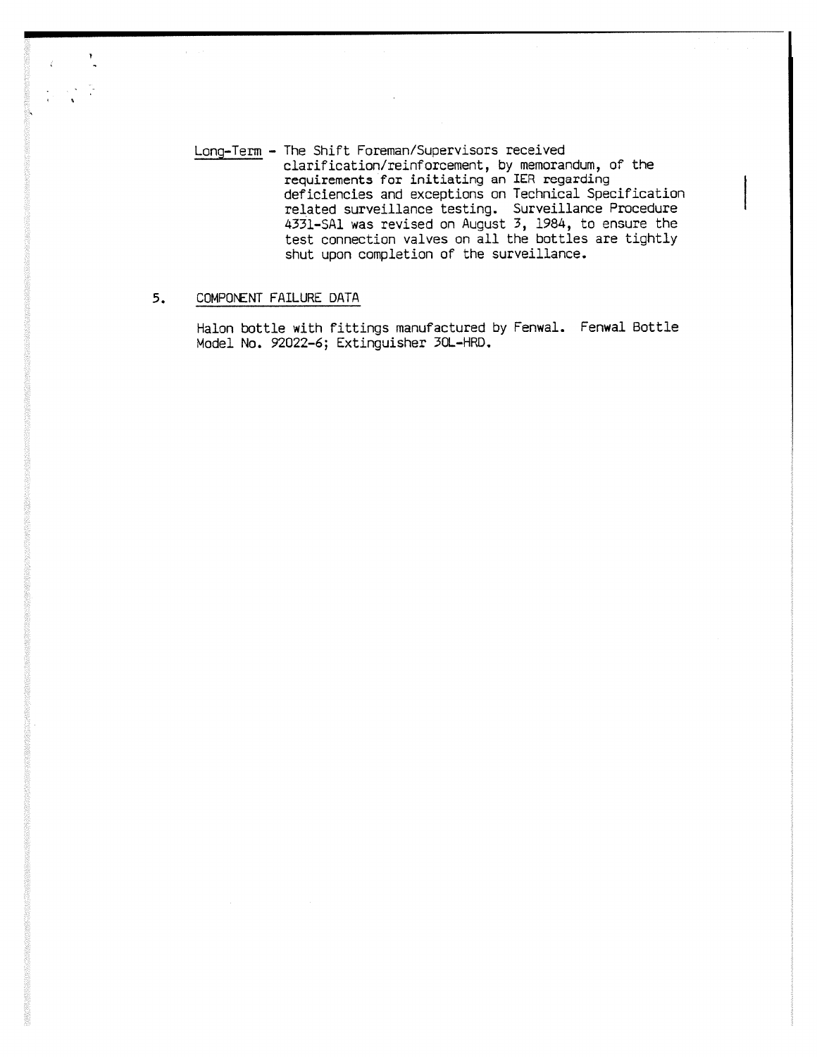<u>Long-Term</u> - The Shift Foreman/Supervisors received clarification/reinforcement, by memorandum, of the requirements for initiating an IER regarding deficiencies and exceptions on Technical Specification related surveillance testing. Surveillance Procedure 4331-SA1 was revised on August 3, 1984, to ensure the test connection valves on all the bottles are tightly shut upon completion of the surveillance.

5. <u>COMPONENT FAILURE DATA</u>

Halon bottle with fittings manufactured by Fenwal. Fenwal Bottle Model No. 92022-6; Extinguisher 30L-HRD.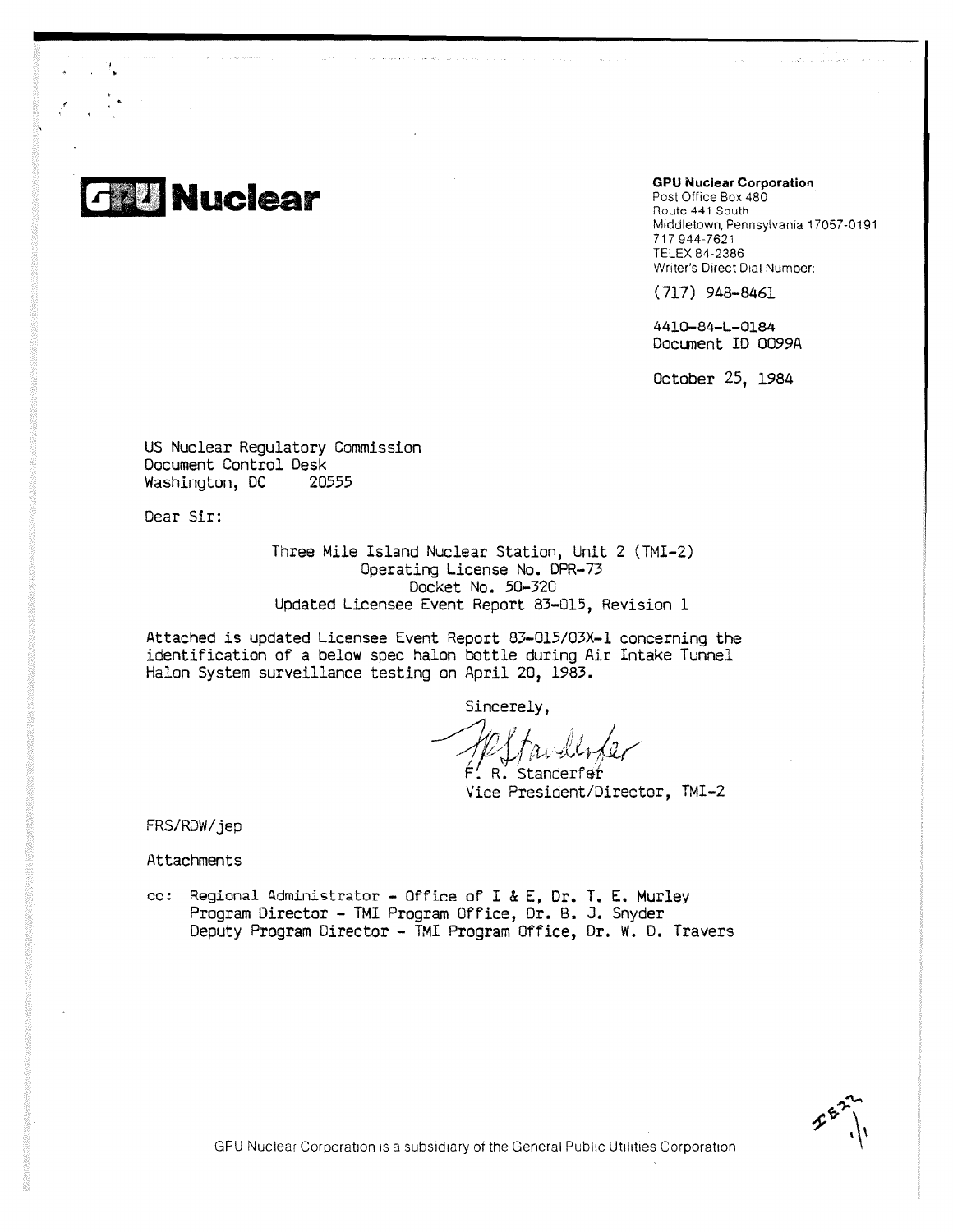# GPU Nuclear

**GPU Nuclear Corporation**
Post Office Box 480
Route 441 South
Middletown, Pennsylvania 17057-0191
717 944-7621
TELEX 84-2386
Writer's Direct Dial Number:

(717) 948-8461

4410-84-L-0184
Document ID 0099A

October 25, 1984

US Nuclear Regulatory Commission
Document Control Desk
Washington, DC 20555

Dear Sir:

Three Mile Island Nuclear Station, Unit 2 (TMI-2)
Operating License No. DPR-73
Docket No. 50-320
Updated Licensee Event Report 83-015, Revision 1

Attached is updated Licensee Event Report 83-015/03X-1 concerning the identification of a below spec halon bottle during Air Intake Tunnel Halon System surveillance testing on April 20, 1983.

Sincerely,

F. R. Standerfer
Vice President/Director, TMI-2

FRS/RDW/jep

Attachments

cc: Regional Administrator - Office of I & E, Dr. T. E. Murley
Program Director - TMI Program Office, Dr. B. J. Snyder
Deputy Program Director - TMI Program Office, Dr. W. D. Travers

GPU Nuclear Corporation is a subsidiary of the General Public Utilities Corporation